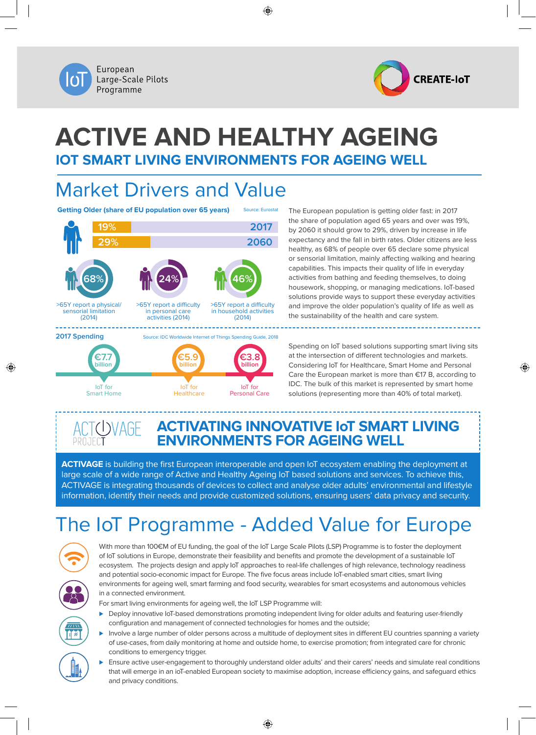European Large-Scale Pilots Programme

CREATE-IoT

# ACTIVE AND HEALTHY AGEING

## IOT SMART LIVING ENVIRONMENTS FOR AGEING WELL

## Market Drivers and Value

**Getting Older (share of EU population over 65 years)** Source: Eurostat

| Share | Year |
|---|---|
| 19% | 2017 |
| 29% | 2060 |

- 68% — >65Y report a physical/ sensorial limitation (2014)
- 24% — >65Y report a difficulty in personal care activities (2014)
- 46% — >65Y report a difficulty in household activities (2014)

The European population is getting older fast: in 2017 the share of population aged 65 years and over was 19%, by 2060 it should grow to 29%, driven by increase in life expectancy and the fall in birth rates. Older citizens are less healthy, as 68% of people over 65 declare some physical or sensorial limitation, mainly affecting walking and hearing capabilities. This impacts their quality of life in everyday activities from bathing and feeding themselves, to doing housework, shopping, or managing medications. IoT-based solutions provide ways to support these everyday activities and improve the older population's quality of life as well as the sustainability of the health and care system.

**2017 Spending** Source: IDC Worldwide Internet of Things Spending Guide, 2018

- €7.7 billion — IoT for Smart Home
- €5.9 billion — IoT for Healthcare
- €3.8 billion — IoT for Personal Care

Spending on IoT based solutions supporting smart living sits at the intersection of different technologies and markets. Considering IoT for Healthcare, Smart Home and Personal Care the European market is more than €17 B, according to IDC. The bulk of this market is represented by smart home solutions (representing more than 40% of total market).

ACTIVAGE PROJECT

### ACTIVATING INNOVATIVE IoT SMART LIVING ENVIRONMENTS FOR AGEING WELL

**ACTIVAGE** is building the first European interoperable and open IoT ecosystem enabling the deployment at large scale of a wide range of Active and Healthy Ageing IoT based solutions and services. To achieve this, ACTIVAGE is integrating thousands of devices to collect and analyse older adults' environmental and lifestyle information, identify their needs and provide customized solutions, ensuring users' data privacy and security.

## The IoT Programme - Added Value for Europe

With more than 100€M of EU funding, the goal of the IoT Large Scale Pilots (LSP) Programme is to foster the deployment of IoT solutions in Europe, demonstrate their feasibility and benefits and promote the development of a sustainable IoT ecosystem. The projects design and apply IoT approaches to real-life challenges of high relevance, technology readiness and potential socio-economic impact for Europe. The five focus areas include IoT-enabled smart cities, smart living environments for ageing well, smart farming and food security, wearables for smart ecosystems and autonomous vehicles in a connected environment.

For smart living environments for ageing well, the IoT LSP Programme will:

- Deploy innovative IoT-based demonstrations promoting independent living for older adults and featuring user-friendly configuration and management of connected technologies for homes and the outside;
- Involve a large number of older persons across a multitude of deployment sites in different EU countries spanning a variety of use-cases, from daily monitoring at home and outside home, to exercise promotion; from integrated care for chronic conditions to emergency trigger.
- Ensure active user-engagement to thoroughly understand older adults' and their carers' needs and simulate real conditions that will emerge in an ioT-enabled European society to maximise adoption, increase efficiency gains, and safeguard ethics and privacy conditions.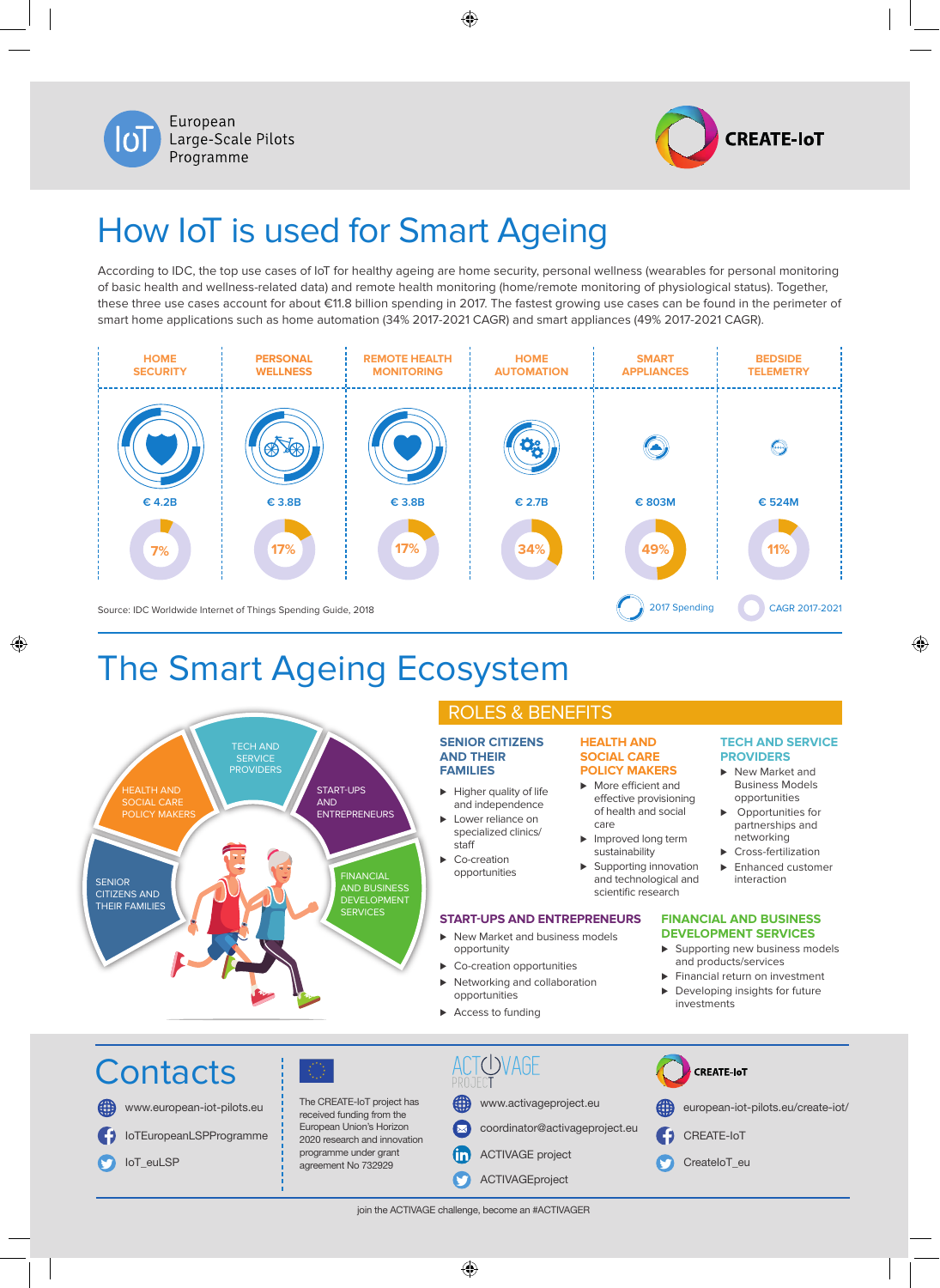European Large-Scale Pilots Programme

CREATE-IoT

# How IoT is used for Smart Ageing

According to IDC, the top use cases of IoT for healthy ageing are home security, personal wellness (wearables for personal monitoring of basic health and wellness-related data) and remote health monitoring (home/remote monitoring of physiological status). Together, these three use cases account for about €11.8 billion spending in 2017. The fastest growing use cases can be found in the perimeter of smart home applications such as home automation (34% 2017-2021 CAGR) and smart appliances (49% 2017-2021 CAGR).

HOME SECURITY
€ 4.2B
7%

PERSONAL WELLNESS
€ 3.8B
17%

REMOTE HEALTH MONITORING
€ 3.8B
17%

HOME AUTOMATION
€ 2.7B
34%

SMART APPLIANCES
€ 803M
49%

BEDSIDE TELEMETRY
€ 524M
11%

2017 Spending

CAGR 2017-2021

Source: IDC Worldwide Internet of Things Spending Guide, 2018

# The Smart Ageing Ecosystem

TECH AND SERVICE PROVIDERS

HEALTH AND SOCIAL CARE POLICY MAKERS

START-UPS AND ENTREPRENEURS

SENIOR CITIZENS AND THEIR FAMILIES

FINANCIAL AND BUSINESS DEVELOPMENT SERVICES

## ROLES & BENEFITS

### SENIOR CITIZENS AND THEIR FAMILIES

- Higher quality of life and independence
- Lower reliance on specialized clinics/ staff
- Co-creation opportunities

### HEALTH AND SOCIAL CARE POLICY MAKERS

- More efficient and effective provisioning of health and social care
- Improved long term sustainability
- Supporting innovation and technological and scientific research

### TECH AND SERVICE PROVIDERS

- New Market and Business Models opportunities
- Opportunities for partnerships and networking
- Cross-fertilization
- Enhanced customer interaction

### START-UPS AND ENTREPRENEURS

- New Market and business models opportunity
- Co-creation opportunities
- Networking and collaboration opportunities
- Access to funding

### FINANCIAL AND BUSINESS DEVELOPMENT SERVICES

- Supporting new business models and products/services
- Financial return on investment
- Developing insights for future investments

# Contacts

www.european-iot-pilots.eu

IoTEuropeanLSPProgramme

IoT_euLSP

The CREATE-IoT project has received funding from the European Union's Horizon 2020 research and innovation programme under grant agreement No 732929

ACTIVAGE PROJECT

www.activageproject.eu

coordinator@activageproject.eu

ACTIVAGE project

ACTIVAGEproject

CREATE-IoT

european-iot-pilots.eu/create-iot/

CREATE-IoT

CreateIoT_eu

join the ACTIVAGE challenge, become an #ACTIVAGER